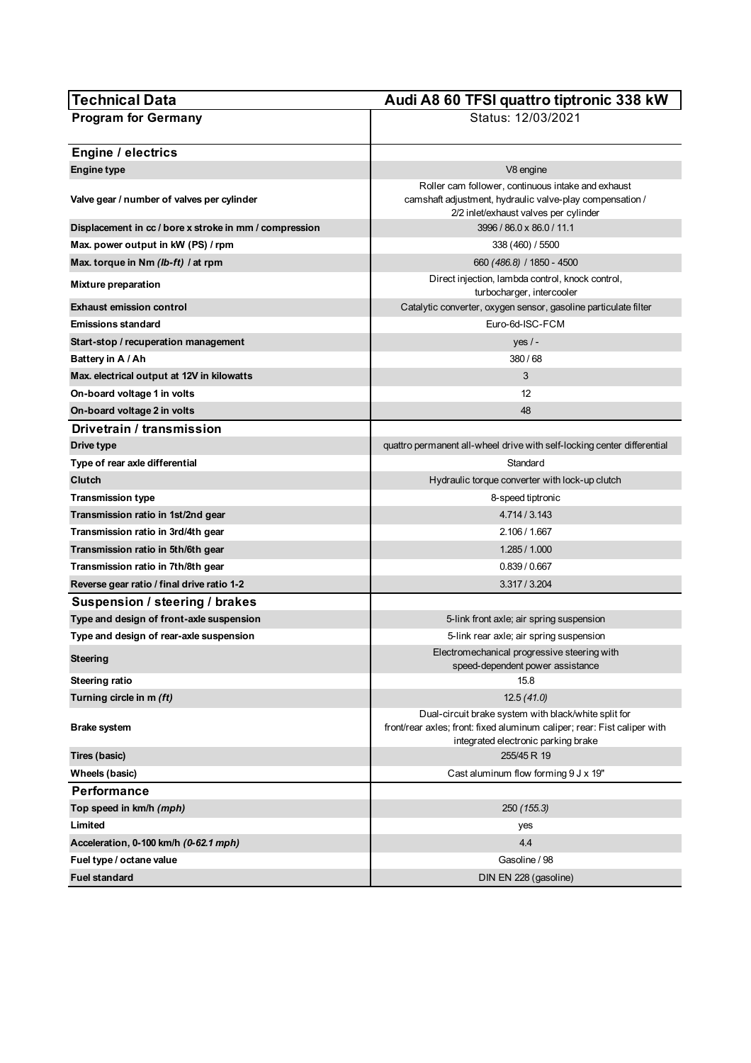| Technical Data | Audi A8 60 TFSI quattro tiptronic 338 kW |
|---|---|
| **Program for Germany** | Status: 12/03/2021 |
| **Engine / electrics** | |
| **Engine type** | V8 engine |
| **Valve gear / number of valves per cylinder** | Roller cam follower, continuous intake and exhaust camshaft adjustment, hydraulic valve-play compensation / 2/2 inlet/exhaust valves per cylinder |
| **Displacement in cc / bore x stroke in mm / compression** | 3996 / 86.0 x 86.0 / 11.1 |
| **Max. power output in kW (PS) / rpm** | 338 (460) / 5500 |
| **Max. torque in Nm *(lb-ft)* / at rpm** | 660 *(486.8)* / 1850 - 4500 |
| **Mixture preparation** | Direct injection, lambda control, knock control, turbocharger, intercooler |
| **Exhaust emission control** | Catalytic converter, oxygen sensor, gasoline particulate filter |
| **Emissions standard** | Euro-6d-ISC-FCM |
| **Start-stop / recuperation management** | yes / - |
| **Battery in A / Ah** | 380 / 68 |
| **Max. electrical output at 12V in kilowatts** | 3 |
| **On-board voltage 1 in volts** | 12 |
| **On-board voltage 2 in volts** | 48 |
| **Drivetrain / transmission** | |
| **Drive type** | quattro permanent all-wheel drive with self-locking center differential |
| **Type of rear axle differential** | Standard |
| **Clutch** | Hydraulic torque converter with lock-up clutch |
| **Transmission type** | 8-speed tiptronic |
| **Transmission ratio in 1st/2nd gear** | 4.714 / 3.143 |
| **Transmission ratio in 3rd/4th gear** | 2.106 / 1.667 |
| **Transmission ratio in 5th/6th gear** | 1.285 / 1.000 |
| **Transmission ratio in 7th/8th gear** | 0.839 / 0.667 |
| **Reverse gear ratio / final drive ratio 1-2** | 3.317 / 3.204 |
| **Suspension / steering / brakes** | |
| **Type and design of front-axle suspension** | 5-link front axle; air spring suspension |
| **Type and design of rear-axle suspension** | 5-link rear axle; air spring suspension |
| **Steering** | Electromechanical progressive steering with speed-dependent power assistance |
| **Steering ratio** | 15.8 |
| **Turning circle in m *(ft)*** | 12.5 *(41.0)* |
| **Brake system** | Dual-circuit brake system with black/white split for front/rear axles; front: fixed aluminum caliper; rear: Fist caliper with integrated electronic parking brake |
| **Tires (basic)** | 255/45 R 19 |
| **Wheels (basic)** | Cast aluminum flow forming 9 J x 19" |
| **Performance** | |
| **Top speed in km/h *(mph)*** | *250 (155.3)* |
| **Limited** | yes |
| **Acceleration, 0-100 km/h *(0-62.1 mph)*** | 4.4 |
| **Fuel type / octane value** | Gasoline / 98 |
| **Fuel standard** | DIN EN 228 (gasoline) |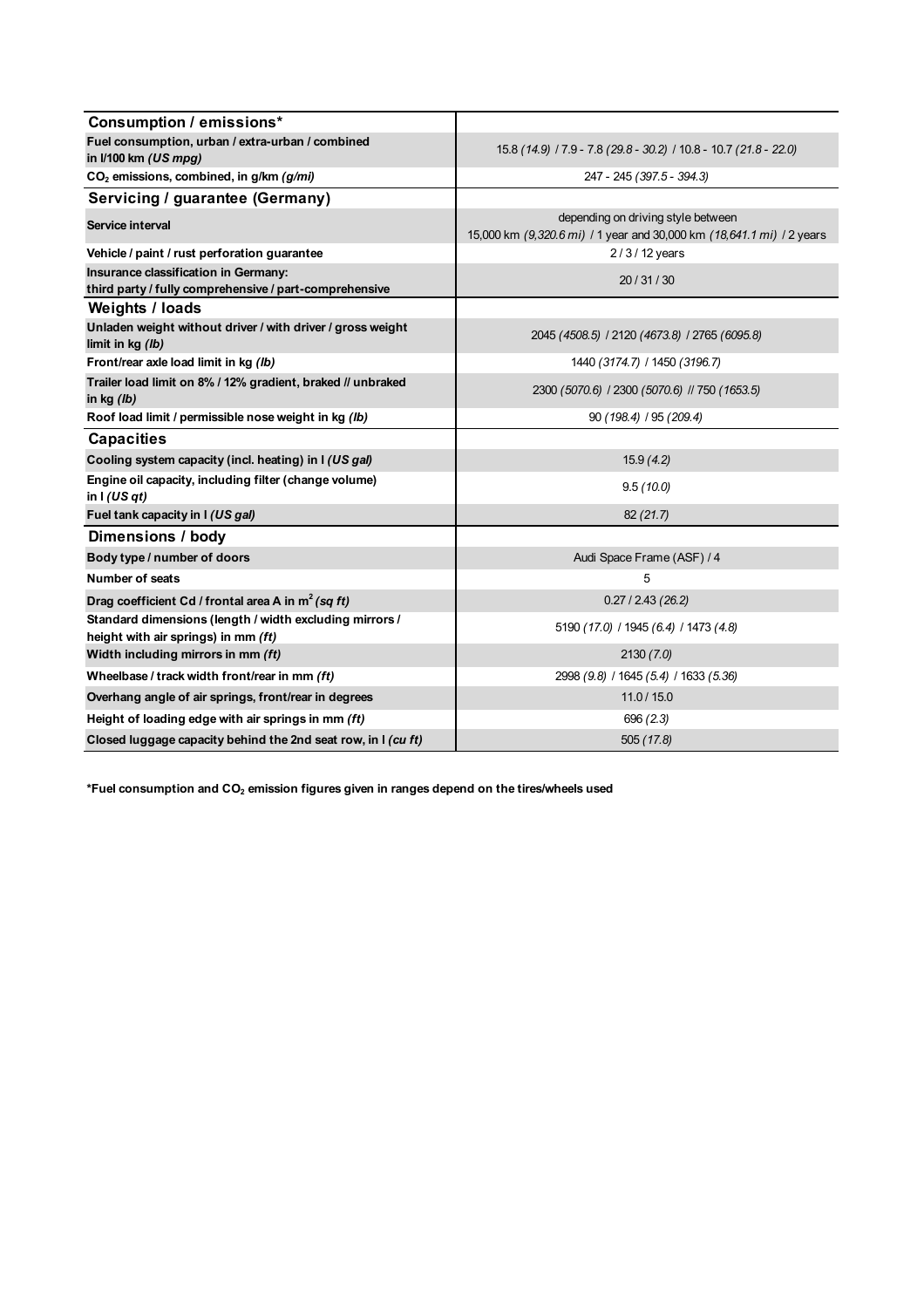| | |
|---|---|
| **Consumption / emissions*** | |
| **Fuel consumption, urban / extra-urban / combined in l/100 km *(US mpg)*** | 15.8 *(14.9)* / 7.9 - 7.8 *(29.8 - 30.2)* / 10.8 - 10.7 *(21.8 - 22.0)* |
| **$CO_2$ emissions, combined, in g/km *(g/mi)*** | 247 - 245 *(397.5 - 394.3)* |
| **Servicing / guarantee (Germany)** | |
| **Service interval** | depending on driving style between 15,000 km *(9,320.6 mi)* / 1 year and 30,000 km *(18,641.1 mi)* / 2 years |
| **Vehicle / paint / rust perforation guarantee** | 2 / 3 / 12 years |
| **Insurance classification in Germany: third party / fully comprehensive / part-comprehensive** | 20 / 31 / 30 |
| **Weights / loads** | |
| **Unladen weight without driver / with driver / gross weight limit in kg *(lb)*** | 2045 *(4508.5)* / 2120 *(4673.8)* / 2765 *(6095.8)* |
| **Front/rear axle load limit in kg *(lb)*** | 1440 *(3174.7)* / 1450 *(3196.7)* |
| **Trailer load limit on 8% / 12% gradient, braked // unbraked in kg *(lb)*** | 2300 *(5070.6)* / 2300 *(5070.6)* // 750 *(1653.5)* |
| **Roof load limit / permissible nose weight in kg *(lb)*** | 90 *(198.4)* / 95 *(209.4)* |
| **Capacities** | |
| **Cooling system capacity (incl. heating) in l *(US gal)*** | 15.9 *(4.2)* |
| **Engine oil capacity, including filter (change volume) in l *(US qt)*** | 9.5 *(10.0)* |
| **Fuel tank capacity in l *(US gal)*** | 82 *(21.7)* |
| **Dimensions / body** | |
| **Body type / number of doors** | Audi Space Frame (ASF) / 4 |
| **Number of seats** | 5 |
| **Drag coefficient Cd / frontal area A in $m^2$ *(sq ft)*** | 0.27 / 2.43 *(26.2)* |
| **Standard dimensions (length / width excluding mirrors / height with air springs) in mm *(ft)*** | 5190 *(17.0)* / 1945 *(6.4)* / 1473 *(4.8)* |
| **Width including mirrors in mm *(ft)*** | 2130 *(7.0)* |
| **Wheelbase / track width front/rear in mm *(ft)*** | 2998 *(9.8)* / 1645 *(5.4)* / 1633 *(5.36)* |
| **Overhang angle of air springs, front/rear in degrees** | 11.0 / 15.0 |
| **Height of loading edge with air springs in mm *(ft)*** | 696 *(2.3)* |
| **Closed luggage capacity behind the 2nd seat row, in l *(cu ft)*** | 505 *(17.8)* |

**\*Fuel consumption and $CO_2$ emission figures given in ranges depend on the tires/wheels used**